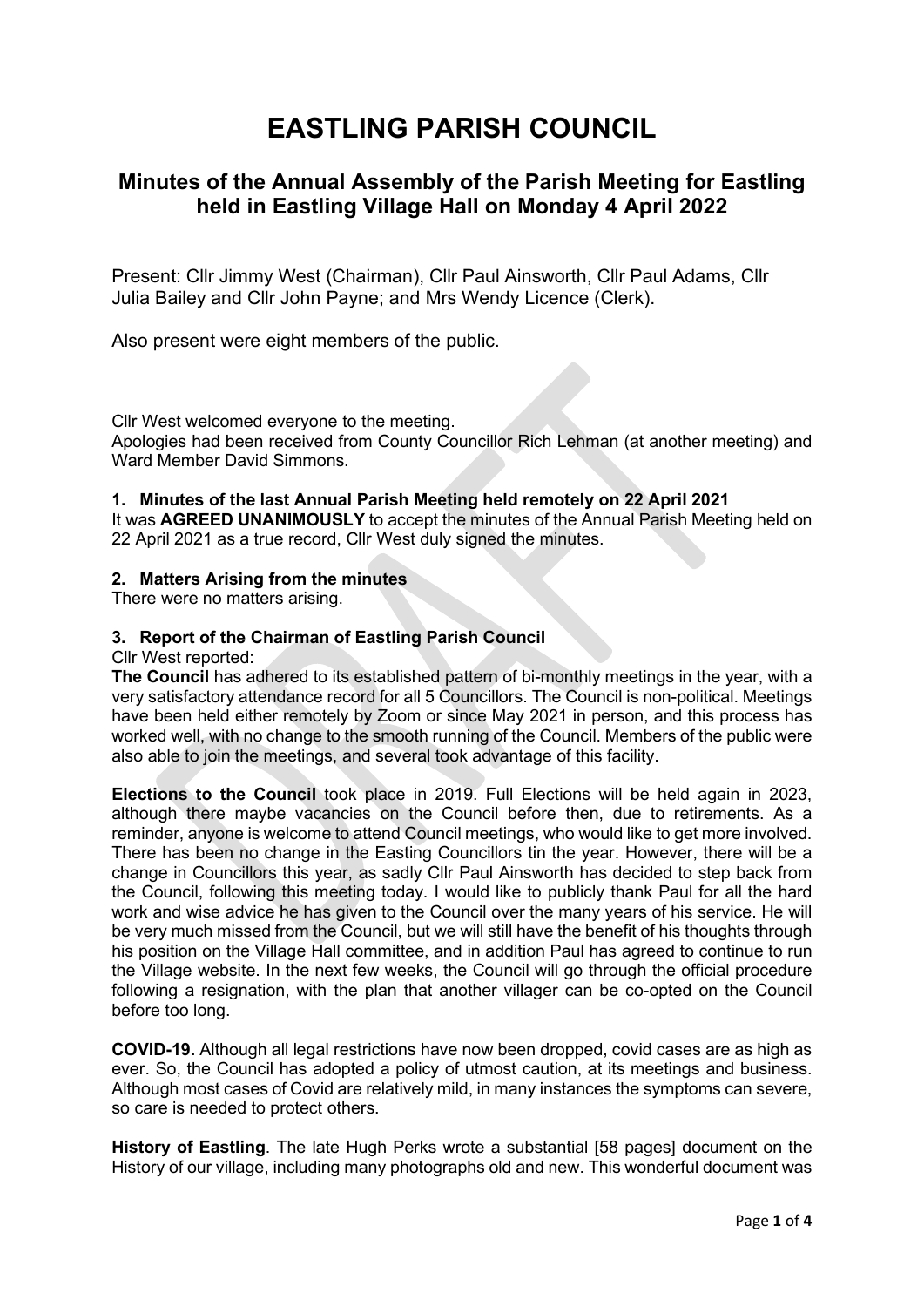# EASTLING PARISH COUNCIL

## Minutes of the Annual Assembly of the Parish Meeting for Eastling held in Eastling Village Hall on Monday 4 April 2022

Present: Cllr Jimmy West (Chairman), Cllr Paul Ainsworth, Cllr Paul Adams, Cllr Julia Bailey and Cllr John Payne; and Mrs Wendy Licence (Clerk).

Also present were eight members of the public.

Cllr West welcomed everyone to the meeting.
Apologies had been received from County Councillor Rich Lehman (at another meeting) and Ward Member David Simmons.

**1. Minutes of the last Annual Parish Meeting held remotely on 22 April 2021**
It was **AGREED UNANIMOUSLY** to accept the minutes of the Annual Parish Meeting held on 22 April 2021 as a true record, Cllr West duly signed the minutes.

**2. Matters Arising from the minutes**
There were no matters arising.

**3. Report of the Chairman of Eastling Parish Council**
Cllr West reported:
**The Council** has adhered to its established pattern of bi-monthly meetings in the year, with a very satisfactory attendance record for all 5 Councillors. The Council is non-political. Meetings have been held either remotely by Zoom or since May 2021 in person, and this process has worked well, with no change to the smooth running of the Council. Members of the public were also able to join the meetings, and several took advantage of this facility.

**Elections to the Council** took place in 2019. Full Elections will be held again in 2023, although there maybe vacancies on the Council before then, due to retirements. As a reminder, anyone is welcome to attend Council meetings, who would like to get more involved. There has been no change in the Easting Councillors tin the year. However, there will be a change in Councillors this year, as sadly Cllr Paul Ainsworth has decided to step back from the Council, following this meeting today. I would like to publicly thank Paul for all the hard work and wise advice he has given to the Council over the many years of his service. He will be very much missed from the Council, but we will still have the benefit of his thoughts through his position on the Village Hall committee, and in addition Paul has agreed to continue to run the Village website. In the next few weeks, the Council will go through the official procedure following a resignation, with the plan that another villager can be co-opted on the Council before too long.

**COVID-19.** Although all legal restrictions have now been dropped, covid cases are as high as ever. So, the Council has adopted a policy of utmost caution, at its meetings and business. Although most cases of Covid are relatively mild, in many instances the symptoms can severe, so care is needed to protect others.

**History of Eastling**. The late Hugh Perks wrote a substantial [58 pages] document on the History of our village, including many photographs old and new. This wonderful document was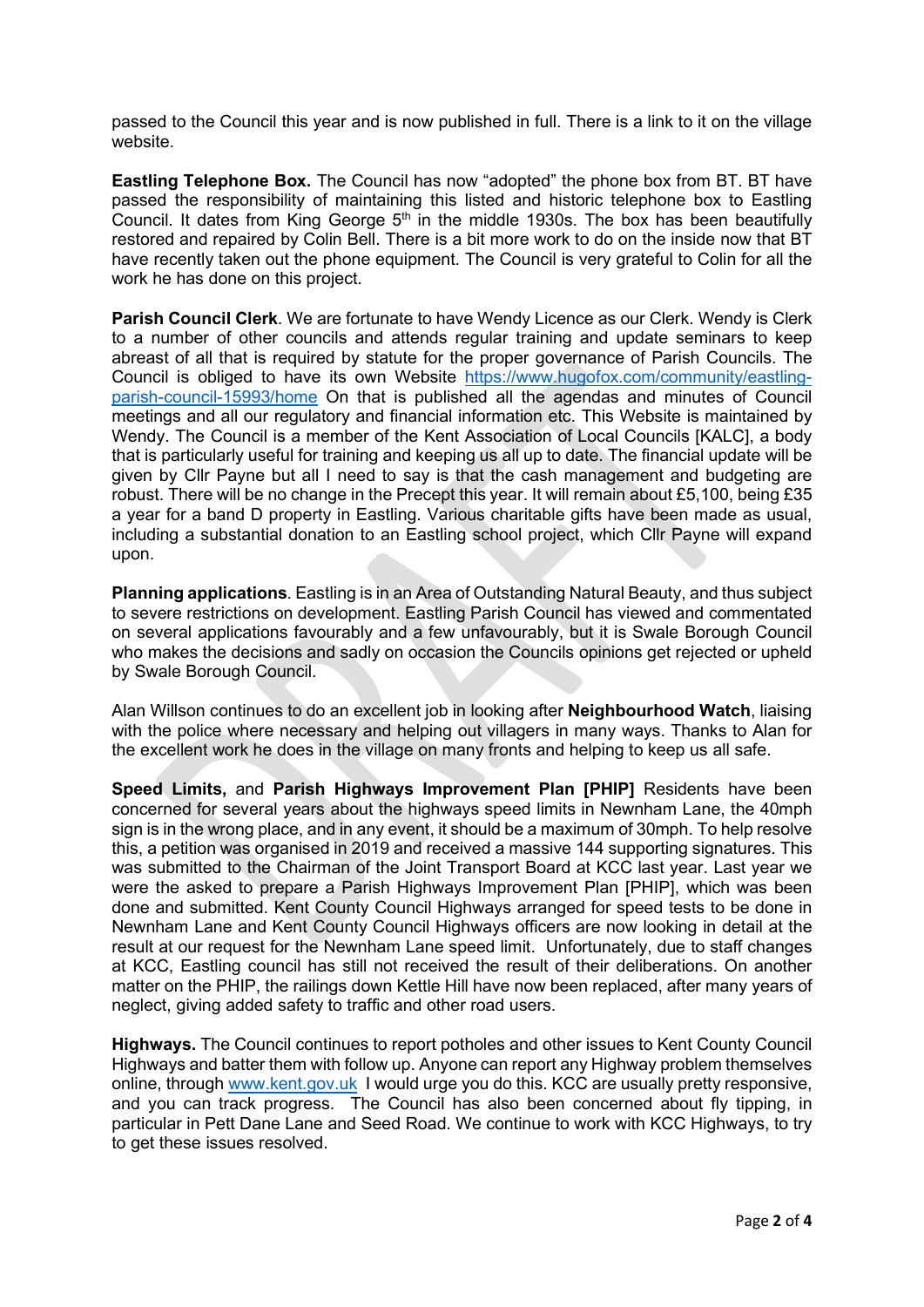passed to the Council this year and is now published in full. There is a link to it on the village website.

**Eastling Telephone Box.** The Council has now "adopted" the phone box from BT. BT have passed the responsibility of maintaining this listed and historic telephone box to Eastling Council. It dates from King George 5th in the middle 1930s. The box has been beautifully restored and repaired by Colin Bell. There is a bit more work to do on the inside now that BT have recently taken out the phone equipment. The Council is very grateful to Colin for all the work he has done on this project.

**Parish Council Clerk**. We are fortunate to have Wendy Licence as our Clerk. Wendy is Clerk to a number of other councils and attends regular training and update seminars to keep abreast of all that is required by statute for the proper governance of Parish Councils. The Council is obliged to have its own Website https://www.hugofox.com/community/eastling-parish-council-15993/home On that is published all the agendas and minutes of Council meetings and all our regulatory and financial information etc. This Website is maintained by Wendy. The Council is a member of the Kent Association of Local Councils [KALC], a body that is particularly useful for training and keeping us all up to date. The financial update will be given by Cllr Payne but all I need to say is that the cash management and budgeting are robust. There will be no change in the Precept this year. It will remain about £5,100, being £35 a year for a band D property in Eastling. Various charitable gifts have been made as usual, including a substantial donation to an Eastling school project, which Cllr Payne will expand upon.

**Planning applications**. Eastling is in an Area of Outstanding Natural Beauty, and thus subject to severe restrictions on development. Eastling Parish Council has viewed and commentated on several applications favourably and a few unfavourably, but it is Swale Borough Council who makes the decisions and sadly on occasion the Councils opinions get rejected or upheld by Swale Borough Council.

Alan Willson continues to do an excellent job in looking after **Neighbourhood Watch**, liaising with the police where necessary and helping out villagers in many ways. Thanks to Alan for the excellent work he does in the village on many fronts and helping to keep us all safe.

**Speed Limits,** and **Parish Highways Improvement Plan [PHIP]** Residents have been concerned for several years about the highways speed limits in Newnham Lane, the 40mph sign is in the wrong place, and in any event, it should be a maximum of 30mph. To help resolve this, a petition was organised in 2019 and received a massive 144 supporting signatures. This was submitted to the Chairman of the Joint Transport Board at KCC last year. Last year we were the asked to prepare a Parish Highways Improvement Plan [PHIP], which was been done and submitted. Kent County Council Highways arranged for speed tests to be done in Newnham Lane and Kent County Council Highways officers are now looking in detail at the result at our request for the Newnham Lane speed limit. Unfortunately, due to staff changes at KCC, Eastling council has still not received the result of their deliberations. On another matter on the PHIP, the railings down Kettle Hill have now been replaced, after many years of neglect, giving added safety to traffic and other road users.

**Highways.** The Council continues to report potholes and other issues to Kent County Council Highways and batter them with follow up. Anyone can report any Highway problem themselves online, through www.kent.gov.uk I would urge you do this. KCC are usually pretty responsive, and you can track progress. The Council has also been concerned about fly tipping, in particular in Pett Dane Lane and Seed Road. We continue to work with KCC Highways, to try to get these issues resolved.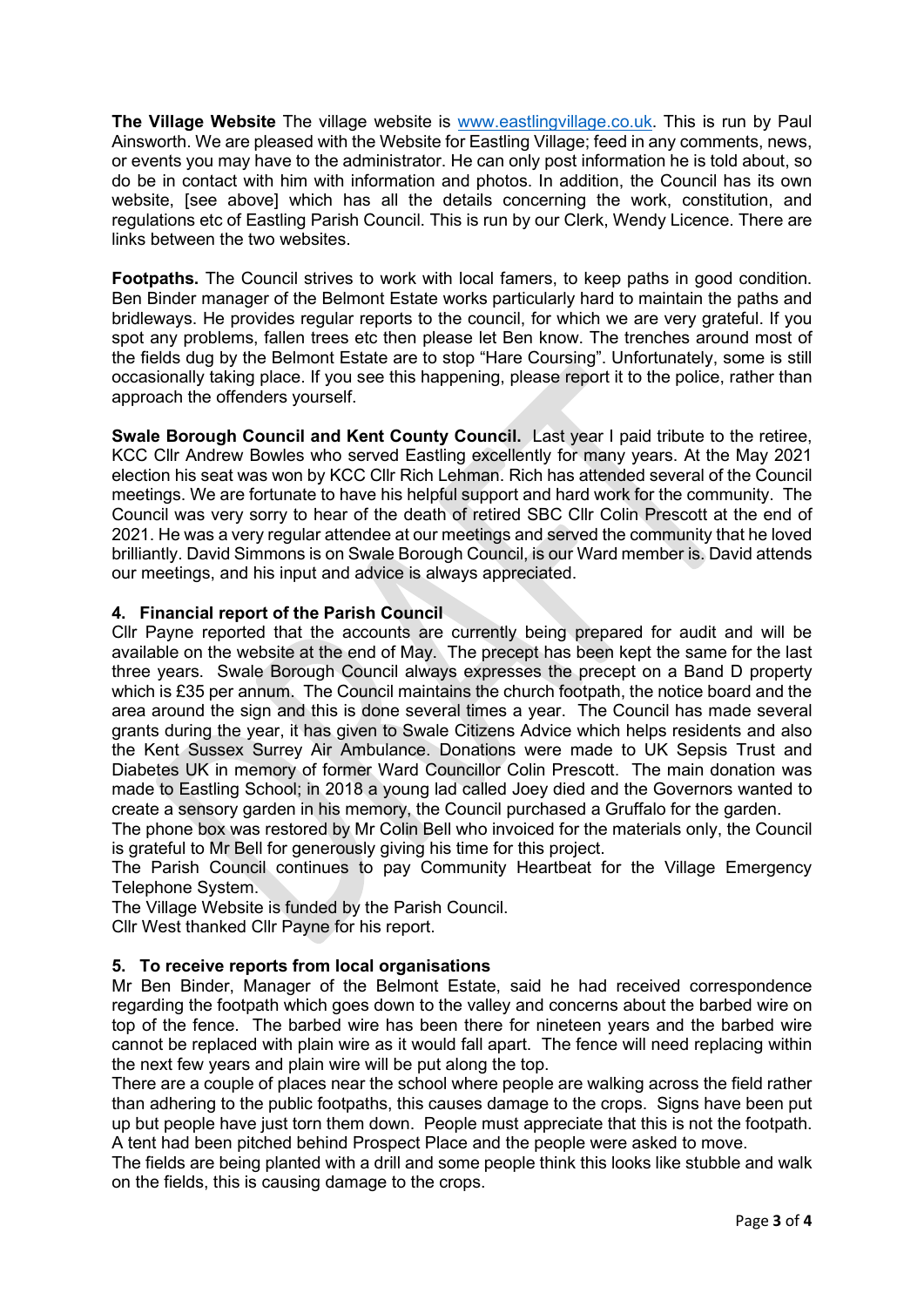**The Village Website** The village website is www.eastlingvillage.co.uk. This is run by Paul Ainsworth. We are pleased with the Website for Eastling Village; feed in any comments, news, or events you may have to the administrator. He can only post information he is told about, so do be in contact with him with information and photos. In addition, the Council has its own website, [see above] which has all the details concerning the work, constitution, and regulations etc of Eastling Parish Council. This is run by our Clerk, Wendy Licence. There are links between the two websites.

**Footpaths.** The Council strives to work with local famers, to keep paths in good condition. Ben Binder manager of the Belmont Estate works particularly hard to maintain the paths and bridleways. He provides regular reports to the council, for which we are very grateful. If you spot any problems, fallen trees etc then please let Ben know. The trenches around most of the fields dug by the Belmont Estate are to stop "Hare Coursing". Unfortunately, some is still occasionally taking place. If you see this happening, please report it to the police, rather than approach the offenders yourself.

**Swale Borough Council and Kent County Council.** Last year I paid tribute to the retiree, KCC Cllr Andrew Bowles who served Eastling excellently for many years. At the May 2021 election his seat was won by KCC Cllr Rich Lehman. Rich has attended several of the Council meetings. We are fortunate to have his helpful support and hard work for the community. The Council was very sorry to hear of the death of retired SBC Cllr Colin Prescott at the end of 2021. He was a very regular attendee at our meetings and served the community that he loved brilliantly. David Simmons is on Swale Borough Council, is our Ward member is. David attends our meetings, and his input and advice is always appreciated.

## 4. Financial report of the Parish Council

Cllr Payne reported that the accounts are currently being prepared for audit and will be available on the website at the end of May. The precept has been kept the same for the last three years. Swale Borough Council always expresses the precept on a Band D property which is £35 per annum. The Council maintains the church footpath, the notice board and the area around the sign and this is done several times a year. The Council has made several grants during the year, it has given to Swale Citizens Advice which helps residents and also the Kent Sussex Surrey Air Ambulance. Donations were made to UK Sepsis Trust and Diabetes UK in memory of former Ward Councillor Colin Prescott. The main donation was made to Eastling School; in 2018 a young lad called Joey died and the Governors wanted to create a sensory garden in his memory, the Council purchased a Gruffalo for the garden.
The phone box was restored by Mr Colin Bell who invoiced for the materials only, the Council is grateful to Mr Bell for generously giving his time for this project.
The Parish Council continues to pay Community Heartbeat for the Village Emergency Telephone System.
The Village Website is funded by the Parish Council.
Cllr West thanked Cllr Payne for his report.

## 5. To receive reports from local organisations

Mr Ben Binder, Manager of the Belmont Estate, said he had received correspondence regarding the footpath which goes down to the valley and concerns about the barbed wire on top of the fence. The barbed wire has been there for nineteen years and the barbed wire cannot be replaced with plain wire as it would fall apart. The fence will need replacing within the next few years and plain wire will be put along the top.
There are a couple of places near the school where people are walking across the field rather than adhering to the public footpaths, this causes damage to the crops. Signs have been put up but people have just torn them down. People must appreciate that this is not the footpath.
A tent had been pitched behind Prospect Place and the people were asked to move.
The fields are being planted with a drill and some people think this looks like stubble and walk on the fields, this is causing damage to the crops.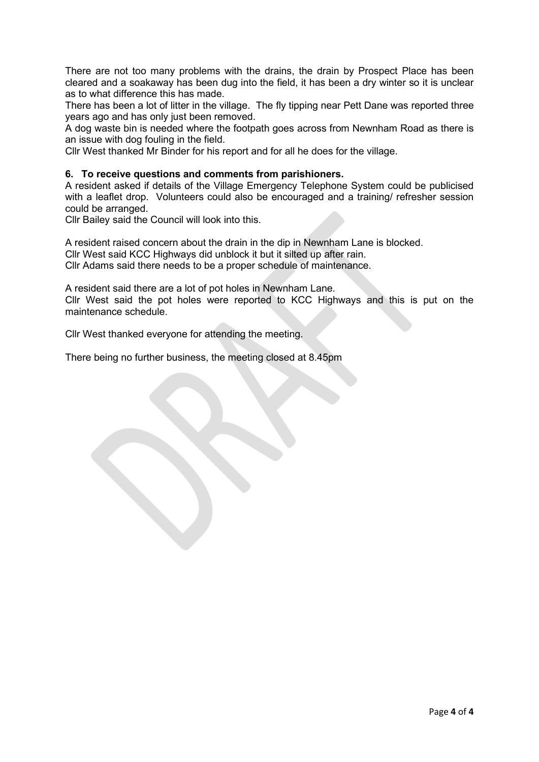There are not too many problems with the drains, the drain by Prospect Place has been cleared and a soakaway has been dug into the field, it has been a dry winter so it is unclear as to what difference this has made.

There has been a lot of litter in the village. The fly tipping near Pett Dane was reported three years ago and has only just been removed.

A dog waste bin is needed where the footpath goes across from Newnham Road as there is an issue with dog fouling in the field.

Cllr West thanked Mr Binder for his report and for all he does for the village.

**6. To receive questions and comments from parishioners.**

A resident asked if details of the Village Emergency Telephone System could be publicised with a leaflet drop. Volunteers could also be encouraged and a training/ refresher session could be arranged.

Cllr Bailey said the Council will look into this.

A resident raised concern about the drain in the dip in Newnham Lane is blocked.

Cllr West said KCC Highways did unblock it but it silted up after rain.

Cllr Adams said there needs to be a proper schedule of maintenance.

A resident said there are a lot of pot holes in Newnham Lane.

Cllr West said the pot holes were reported to KCC Highways and this is put on the maintenance schedule.

Cllr West thanked everyone for attending the meeting.

There being no further business, the meeting closed at 8.45pm